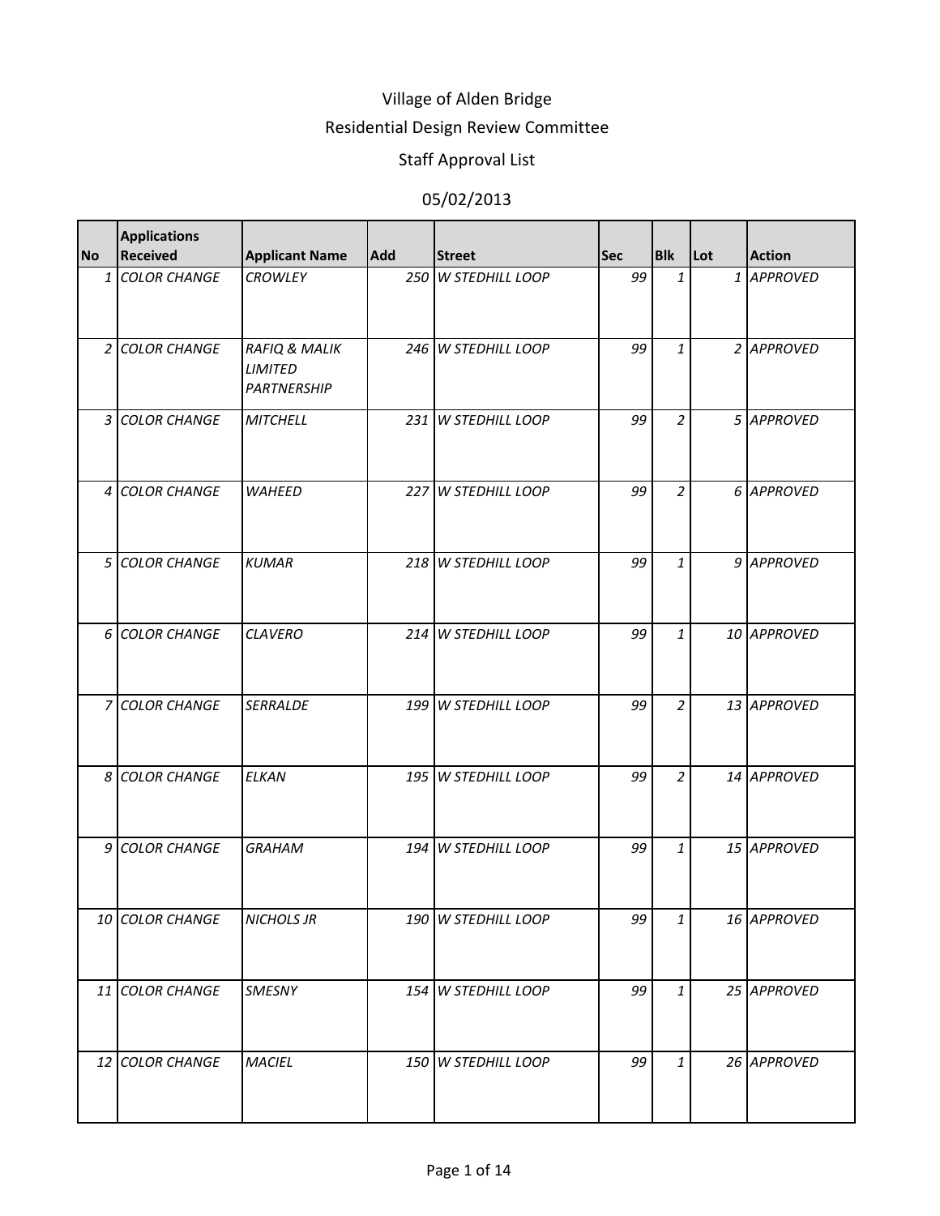# Village of Alden Bridge

## Residential Design Review Committee

### Staff Approval List

### 05/02/2013

| No | Applications Received | Applicant Name | Add | Street | Sec | Blk | Lot | Action |
|---|---|---|---|---|---|---|---|---|
| 1 | *COLOR CHANGE* | *CROWLEY* | 250 | *W STEDHILL LOOP* | 99 | 1 | 1 | *APPROVED* |
| 2 | *COLOR CHANGE* | *RAFIQ & MALIK LIMITED PARTNERSHIP* | 246 | *W STEDHILL LOOP* | 99 | 1 | 2 | *APPROVED* |
| 3 | *COLOR CHANGE* | *MITCHELL* | 231 | *W STEDHILL LOOP* | 99 | 2 | 5 | *APPROVED* |
| 4 | *COLOR CHANGE* | *WAHEED* | 227 | *W STEDHILL LOOP* | 99 | 2 | 6 | *APPROVED* |
| 5 | *COLOR CHANGE* | *KUMAR* | 218 | *W STEDHILL LOOP* | 99 | 1 | 9 | *APPROVED* |
| 6 | *COLOR CHANGE* | *CLAVERO* | 214 | *W STEDHILL LOOP* | 99 | 1 | 10 | *APPROVED* |
| 7 | *COLOR CHANGE* | *SERRALDE* | 199 | *W STEDHILL LOOP* | 99 | 2 | 13 | *APPROVED* |
| 8 | *COLOR CHANGE* | *ELKAN* | 195 | *W STEDHILL LOOP* | 99 | 2 | 14 | *APPROVED* |
| 9 | *COLOR CHANGE* | *GRAHAM* | 194 | *W STEDHILL LOOP* | 99 | 1 | 15 | *APPROVED* |
| 10 | *COLOR CHANGE* | *NICHOLS JR* | 190 | *W STEDHILL LOOP* | 99 | 1 | 16 | *APPROVED* |
| 11 | *COLOR CHANGE* | *SMESNY* | 154 | *W STEDHILL LOOP* | 99 | 1 | 25 | *APPROVED* |
| 12 | *COLOR CHANGE* | *MACIEL* | 150 | *W STEDHILL LOOP* | 99 | 1 | 26 | *APPROVED* |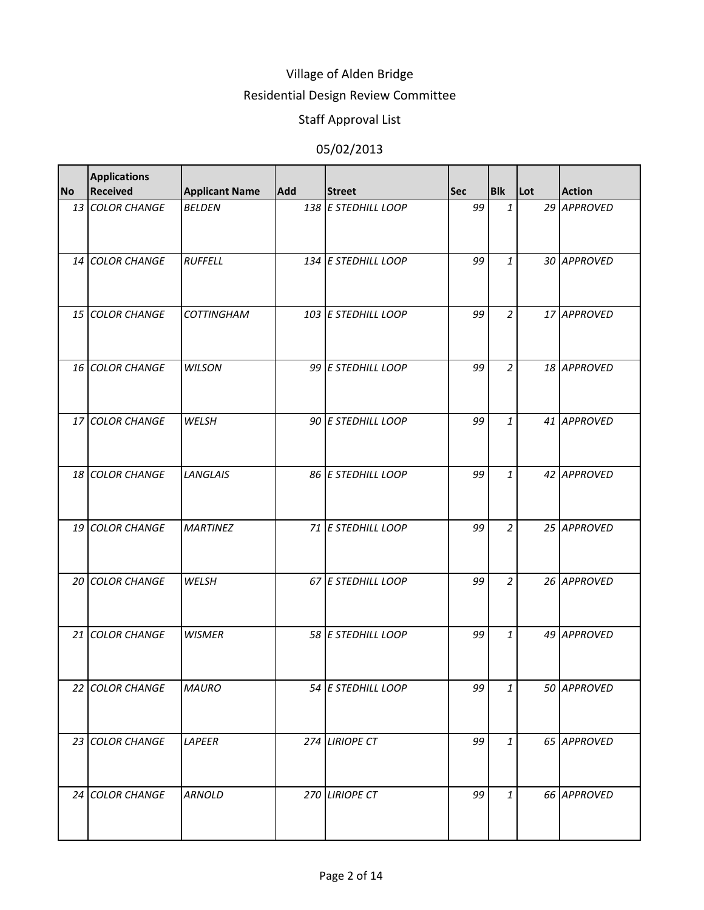Village of Alden Bridge

Residential Design Review Committee

Staff Approval List

05/02/2013

| No | Applications Received | Applicant Name | Add | Street | Sec | Blk | Lot | Action |
|---|---|---|---|---|---|---|---|---|
| 13 | COLOR CHANGE | BELDEN | 138 | E STEDHILL LOOP | 99 | 1 | 29 | APPROVED |
| 14 | COLOR CHANGE | RUFFELL | 134 | E STEDHILL LOOP | 99 | 1 | 30 | APPROVED |
| 15 | COLOR CHANGE | COTTINGHAM | 103 | E STEDHILL LOOP | 99 | 2 | 17 | APPROVED |
| 16 | COLOR CHANGE | WILSON | 99 | E STEDHILL LOOP | 99 | 2 | 18 | APPROVED |
| 17 | COLOR CHANGE | WELSH | 90 | E STEDHILL LOOP | 99 | 1 | 41 | APPROVED |
| 18 | COLOR CHANGE | LANGLAIS | 86 | E STEDHILL LOOP | 99 | 1 | 42 | APPROVED |
| 19 | COLOR CHANGE | MARTINEZ | 71 | E STEDHILL LOOP | 99 | 2 | 25 | APPROVED |
| 20 | COLOR CHANGE | WELSH | 67 | E STEDHILL LOOP | 99 | 2 | 26 | APPROVED |
| 21 | COLOR CHANGE | WISMER | 58 | E STEDHILL LOOP | 99 | 1 | 49 | APPROVED |
| 22 | COLOR CHANGE | MAURO | 54 | E STEDHILL LOOP | 99 | 1 | 50 | APPROVED |
| 23 | COLOR CHANGE | LAPEER | 274 | LIRIOPE CT | 99 | 1 | 65 | APPROVED |
| 24 | COLOR CHANGE | ARNOLD | 270 | LIRIOPE CT | 99 | 1 | 66 | APPROVED |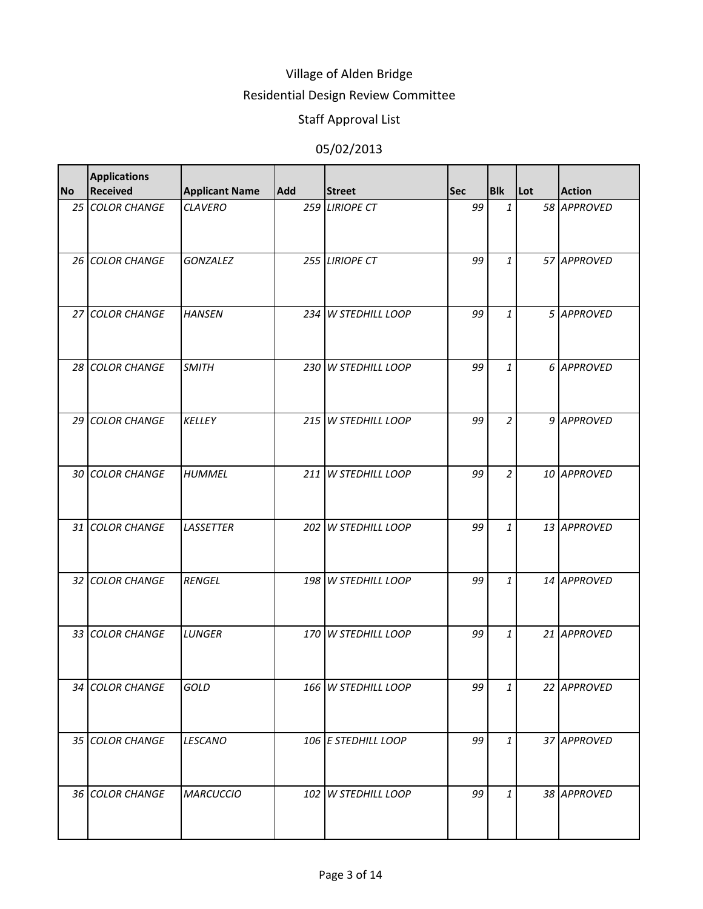# Village of Alden Bridge

## Residential Design Review Committee

### Staff Approval List

### 05/02/2013

| No | Applications Received | Applicant Name | Add | Street | Sec | Blk | Lot | Action |
|---|---|---|---|---|---|---|---|---|
| *25* | *COLOR CHANGE* | *CLAVERO* | *259* | *LIRIOPE CT* | *99* | *1* | *58* | *APPROVED* |
| *26* | *COLOR CHANGE* | *GONZALEZ* | *255* | *LIRIOPE CT* | *99* | *1* | *57* | *APPROVED* |
| *27* | *COLOR CHANGE* | *HANSEN* | *234* | *W STEDHILL LOOP* | *99* | *1* | *5* | *APPROVED* |
| *28* | *COLOR CHANGE* | *SMITH* | *230* | *W STEDHILL LOOP* | *99* | *1* | *6* | *APPROVED* |
| *29* | *COLOR CHANGE* | *KELLEY* | *215* | *W STEDHILL LOOP* | *99* | *2* | *9* | *APPROVED* |
| *30* | *COLOR CHANGE* | *HUMMEL* | *211* | *W STEDHILL LOOP* | *99* | *2* | *10* | *APPROVED* |
| *31* | *COLOR CHANGE* | *LASSETTER* | *202* | *W STEDHILL LOOP* | *99* | *1* | *13* | *APPROVED* |
| *32* | *COLOR CHANGE* | *RENGEL* | *198* | *W STEDHILL LOOP* | *99* | *1* | *14* | *APPROVED* |
| *33* | *COLOR CHANGE* | *LUNGER* | *170* | *W STEDHILL LOOP* | *99* | *1* | *21* | *APPROVED* |
| *34* | *COLOR CHANGE* | *GOLD* | *166* | *W STEDHILL LOOP* | *99* | *1* | *22* | *APPROVED* |
| *35* | *COLOR CHANGE* | *LESCANO* | *106* | *E STEDHILL LOOP* | *99* | *1* | *37* | *APPROVED* |
| *36* | *COLOR CHANGE* | *MARCUCCIO* | *102* | *W STEDHILL LOOP* | *99* | *1* | *38* | *APPROVED* |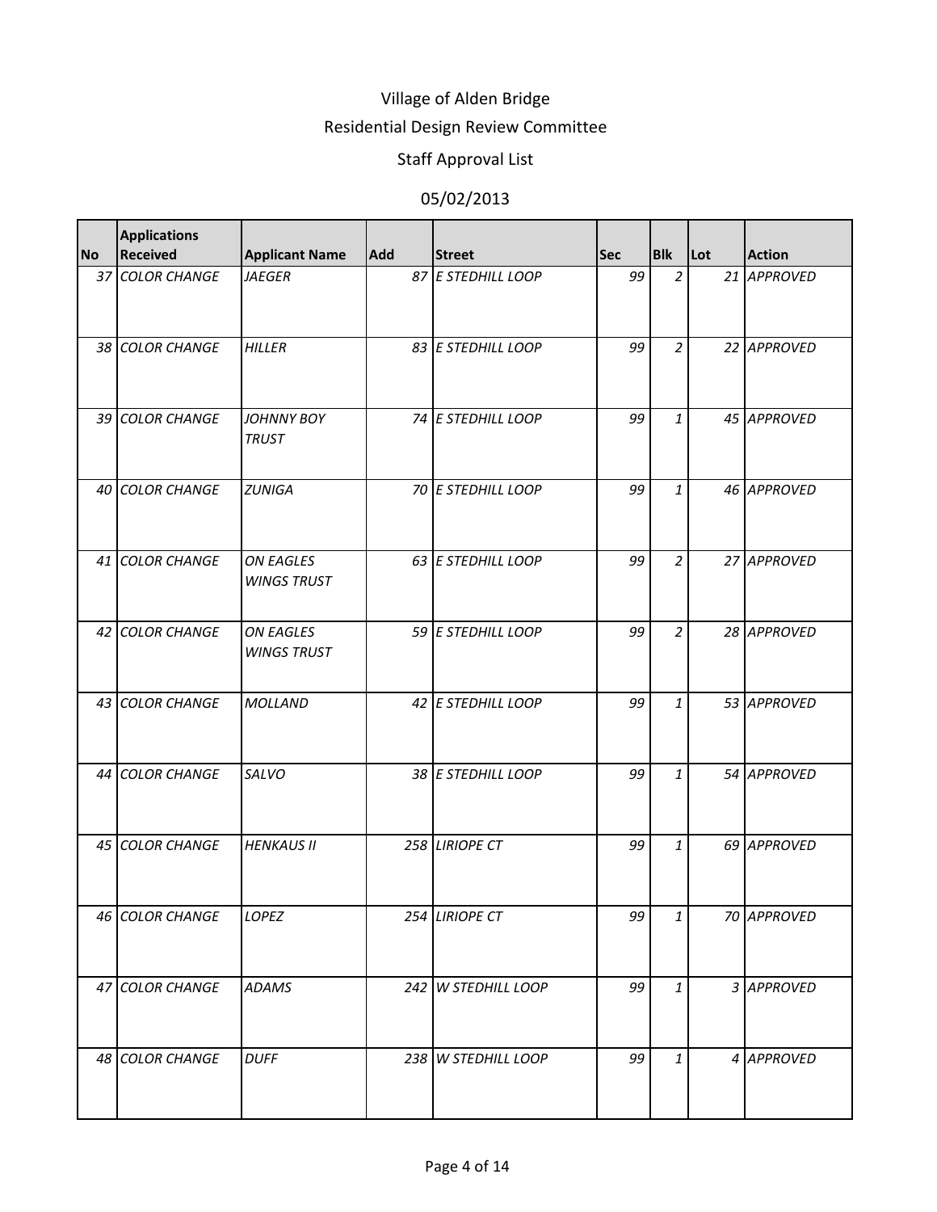# Village of Alden Bridge

## Residential Design Review Committee

### Staff Approval List

### 05/02/2013

| No | Applications Received | Applicant Name | Add | Street | Sec | Blk | Lot | Action |
|---|---|---|---|---|---|---|---|---|
| 37 | *COLOR CHANGE* | *JAEGER* | 87 | *E STEDHILL LOOP* | 99 | 2 | 21 | *APPROVED* |
| 38 | *COLOR CHANGE* | *HILLER* | 83 | *E STEDHILL LOOP* | 99 | 2 | 22 | *APPROVED* |
| 39 | *COLOR CHANGE* | *JOHNNY BOY TRUST* | 74 | *E STEDHILL LOOP* | 99 | 1 | 45 | *APPROVED* |
| 40 | *COLOR CHANGE* | *ZUNIGA* | 70 | *E STEDHILL LOOP* | 99 | 1 | 46 | *APPROVED* |
| 41 | *COLOR CHANGE* | *ON EAGLES WINGS TRUST* | 63 | *E STEDHILL LOOP* | 99 | 2 | 27 | *APPROVED* |
| 42 | *COLOR CHANGE* | *ON EAGLES WINGS TRUST* | 59 | *E STEDHILL LOOP* | 99 | 2 | 28 | *APPROVED* |
| 43 | *COLOR CHANGE* | *MOLLAND* | 42 | *E STEDHILL LOOP* | 99 | 1 | 53 | *APPROVED* |
| 44 | *COLOR CHANGE* | *SALVO* | 38 | *E STEDHILL LOOP* | 99 | 1 | 54 | *APPROVED* |
| 45 | *COLOR CHANGE* | *HENKAUS II* | 258 | *LIRIOPE CT* | 99 | 1 | 69 | *APPROVED* |
| 46 | *COLOR CHANGE* | *LOPEZ* | 254 | *LIRIOPE CT* | 99 | 1 | 70 | *APPROVED* |
| 47 | *COLOR CHANGE* | *ADAMS* | 242 | *W STEDHILL LOOP* | 99 | 1 | 3 | *APPROVED* |
| 48 | *COLOR CHANGE* | *DUFF* | 238 | *W STEDHILL LOOP* | 99 | 1 | 4 | *APPROVED* |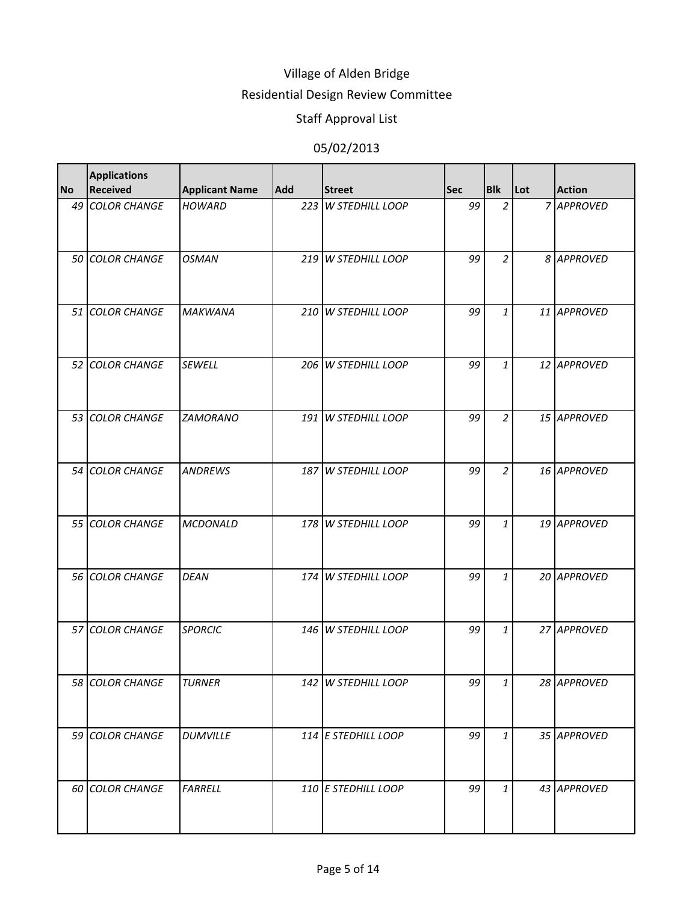# Village of Alden Bridge

## Residential Design Review Committee

### Staff Approval List

### 05/02/2013

| No | Applications Received | Applicant Name | Add | Street | Sec | Blk | Lot | Action |
|---|---|---|---|---|---|---|---|---|
| 49 | COLOR CHANGE | HOWARD | 223 | W STEDHILL LOOP | 99 | 2 | 7 | APPROVED |
| 50 | COLOR CHANGE | OSMAN | 219 | W STEDHILL LOOP | 99 | 2 | 8 | APPROVED |
| 51 | COLOR CHANGE | MAKWANA | 210 | W STEDHILL LOOP | 99 | 1 | 11 | APPROVED |
| 52 | COLOR CHANGE | SEWELL | 206 | W STEDHILL LOOP | 99 | 1 | 12 | APPROVED |
| 53 | COLOR CHANGE | ZAMORANO | 191 | W STEDHILL LOOP | 99 | 2 | 15 | APPROVED |
| 54 | COLOR CHANGE | ANDREWS | 187 | W STEDHILL LOOP | 99 | 2 | 16 | APPROVED |
| 55 | COLOR CHANGE | MCDONALD | 178 | W STEDHILL LOOP | 99 | 1 | 19 | APPROVED |
| 56 | COLOR CHANGE | DEAN | 174 | W STEDHILL LOOP | 99 | 1 | 20 | APPROVED |
| 57 | COLOR CHANGE | SPORCIC | 146 | W STEDHILL LOOP | 99 | 1 | 27 | APPROVED |
| 58 | COLOR CHANGE | TURNER | 142 | W STEDHILL LOOP | 99 | 1 | 28 | APPROVED |
| 59 | COLOR CHANGE | DUMVILLE | 114 | E STEDHILL LOOP | 99 | 1 | 35 | APPROVED |
| 60 | COLOR CHANGE | FARRELL | 110 | E STEDHILL LOOP | 99 | 1 | 43 | APPROVED |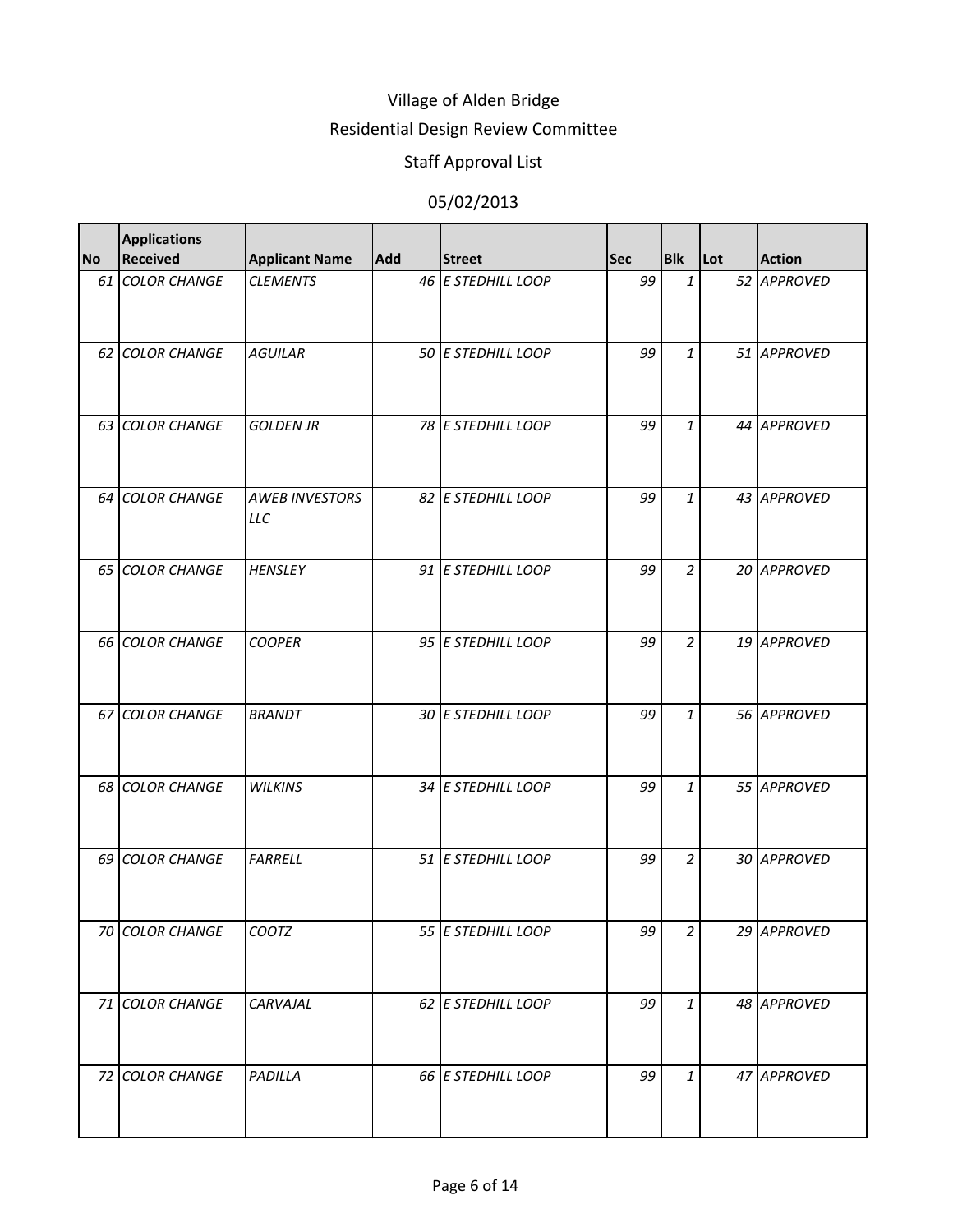# Village of Alden Bridge

## Residential Design Review Committee

### Staff Approval List

05/02/2013

| No | Applications Received | Applicant Name | Add | Street | Sec | Blk | Lot | Action |
|---|---|---|---|---|---|---|---|---|
| 61 | COLOR CHANGE | CLEMENTS | 46 | E STEDHILL LOOP | 99 | 1 | 52 | APPROVED |
| 62 | COLOR CHANGE | AGUILAR | 50 | E STEDHILL LOOP | 99 | 1 | 51 | APPROVED |
| 63 | COLOR CHANGE | GOLDEN JR | 78 | E STEDHILL LOOP | 99 | 1 | 44 | APPROVED |
| 64 | COLOR CHANGE | AWEB INVESTORS LLC | 82 | E STEDHILL LOOP | 99 | 1 | 43 | APPROVED |
| 65 | COLOR CHANGE | HENSLEY | 91 | E STEDHILL LOOP | 99 | 2 | 20 | APPROVED |
| 66 | COLOR CHANGE | COOPER | 95 | E STEDHILL LOOP | 99 | 2 | 19 | APPROVED |
| 67 | COLOR CHANGE | BRANDT | 30 | E STEDHILL LOOP | 99 | 1 | 56 | APPROVED |
| 68 | COLOR CHANGE | WILKINS | 34 | E STEDHILL LOOP | 99 | 1 | 55 | APPROVED |
| 69 | COLOR CHANGE | FARRELL | 51 | E STEDHILL LOOP | 99 | 2 | 30 | APPROVED |
| 70 | COLOR CHANGE | COOTZ | 55 | E STEDHILL LOOP | 99 | 2 | 29 | APPROVED |
| 71 | COLOR CHANGE | CARVAJAL | 62 | E STEDHILL LOOP | 99 | 1 | 48 | APPROVED |
| 72 | COLOR CHANGE | PADILLA | 66 | E STEDHILL LOOP | 99 | 1 | 47 | APPROVED |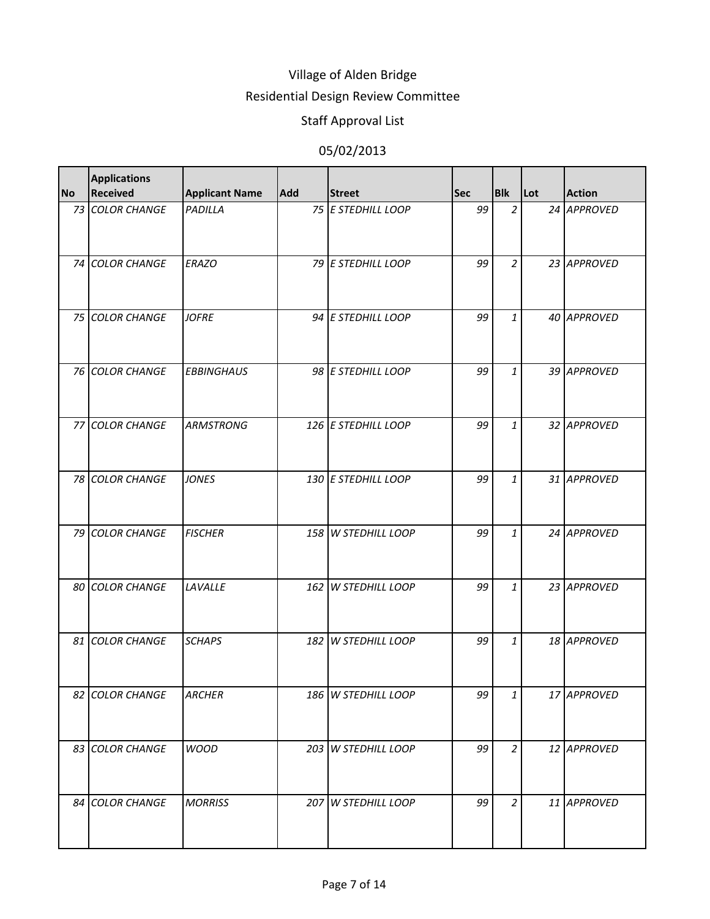# Village of Alden Bridge

## Residential Design Review Committee

### Staff Approval List

### 05/02/2013

| No | Applications Received | Applicant Name | Add | Street | Sec | Blk | Lot | Action |
|---|---|---|---|---|---|---|---|---|
| 73 | *COLOR CHANGE* | *PADILLA* | 75 | *E STEDHILL LOOP* | 99 | 2 | 24 | *APPROVED* |
| 74 | *COLOR CHANGE* | *ERAZO* | 79 | *E STEDHILL LOOP* | 99 | 2 | 23 | *APPROVED* |
| 75 | *COLOR CHANGE* | *JOFRE* | 94 | *E STEDHILL LOOP* | 99 | 1 | 40 | *APPROVED* |
| 76 | *COLOR CHANGE* | *EBBINGHAUS* | 98 | *E STEDHILL LOOP* | 99 | 1 | 39 | *APPROVED* |
| 77 | *COLOR CHANGE* | *ARMSTRONG* | 126 | *E STEDHILL LOOP* | 99 | 1 | 32 | *APPROVED* |
| 78 | *COLOR CHANGE* | *JONES* | 130 | *E STEDHILL LOOP* | 99 | 1 | 31 | *APPROVED* |
| 79 | *COLOR CHANGE* | *FISCHER* | 158 | *W STEDHILL LOOP* | 99 | 1 | 24 | *APPROVED* |
| 80 | *COLOR CHANGE* | *LAVALLE* | 162 | *W STEDHILL LOOP* | 99 | 1 | 23 | *APPROVED* |
| 81 | *COLOR CHANGE* | *SCHAPS* | 182 | *W STEDHILL LOOP* | 99 | 1 | 18 | *APPROVED* |
| 82 | *COLOR CHANGE* | *ARCHER* | 186 | *W STEDHILL LOOP* | 99 | 1 | 17 | *APPROVED* |
| 83 | *COLOR CHANGE* | *WOOD* | 203 | *W STEDHILL LOOP* | 99 | 2 | 12 | *APPROVED* |
| 84 | *COLOR CHANGE* | *MORRISS* | 207 | *W STEDHILL LOOP* | 99 | 2 | 11 | *APPROVED* |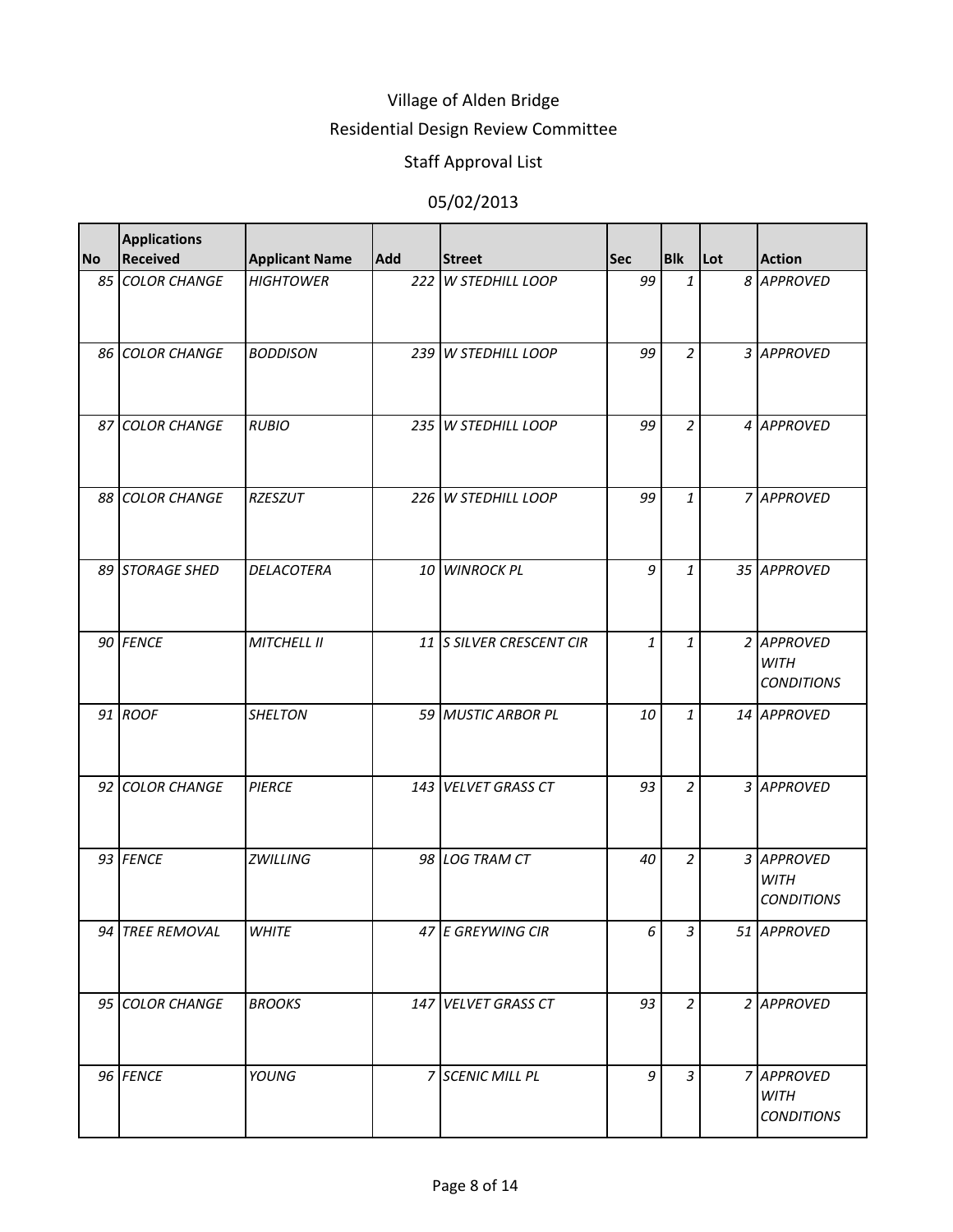Village of Alden Bridge

Residential Design Review Committee

Staff Approval List

05/02/2013

| No | Applications Received | Applicant Name | Add | Street | Sec | Blk | Lot | Action |
|---|---|---|---|---|---|---|---|---|
| 85 | COLOR CHANGE | HIGHTOWER | 222 | W STEDHILL LOOP | 99 | 1 | 8 | APPROVED |
| 86 | COLOR CHANGE | BODDISON | 239 | W STEDHILL LOOP | 99 | 2 | 3 | APPROVED |
| 87 | COLOR CHANGE | RUBIO | 235 | W STEDHILL LOOP | 99 | 2 | 4 | APPROVED |
| 88 | COLOR CHANGE | RZESZUT | 226 | W STEDHILL LOOP | 99 | 1 | 7 | APPROVED |
| 89 | STORAGE SHED | DELACOTERA | 10 | WINROCK PL | 9 | 1 | 35 | APPROVED |
| 90 | FENCE | MITCHELL II | 11 | S SILVER CRESCENT CIR | 1 | 1 | 2 | APPROVED WITH CONDITIONS |
| 91 | ROOF | SHELTON | 59 | MUSTIC ARBOR PL | 10 | 1 | 14 | APPROVED |
| 92 | COLOR CHANGE | PIERCE | 143 | VELVET GRASS CT | 93 | 2 | 3 | APPROVED |
| 93 | FENCE | ZWILLING | 98 | LOG TRAM CT | 40 | 2 | 3 | APPROVED WITH CONDITIONS |
| 94 | TREE REMOVAL | WHITE | 47 | E GREYWING CIR | 6 | 3 | 51 | APPROVED |
| 95 | COLOR CHANGE | BROOKS | 147 | VELVET GRASS CT | 93 | 2 | 2 | APPROVED |
| 96 | FENCE | YOUNG | 7 | SCENIC MILL PL | 9 | 3 | 7 | APPROVED WITH CONDITIONS |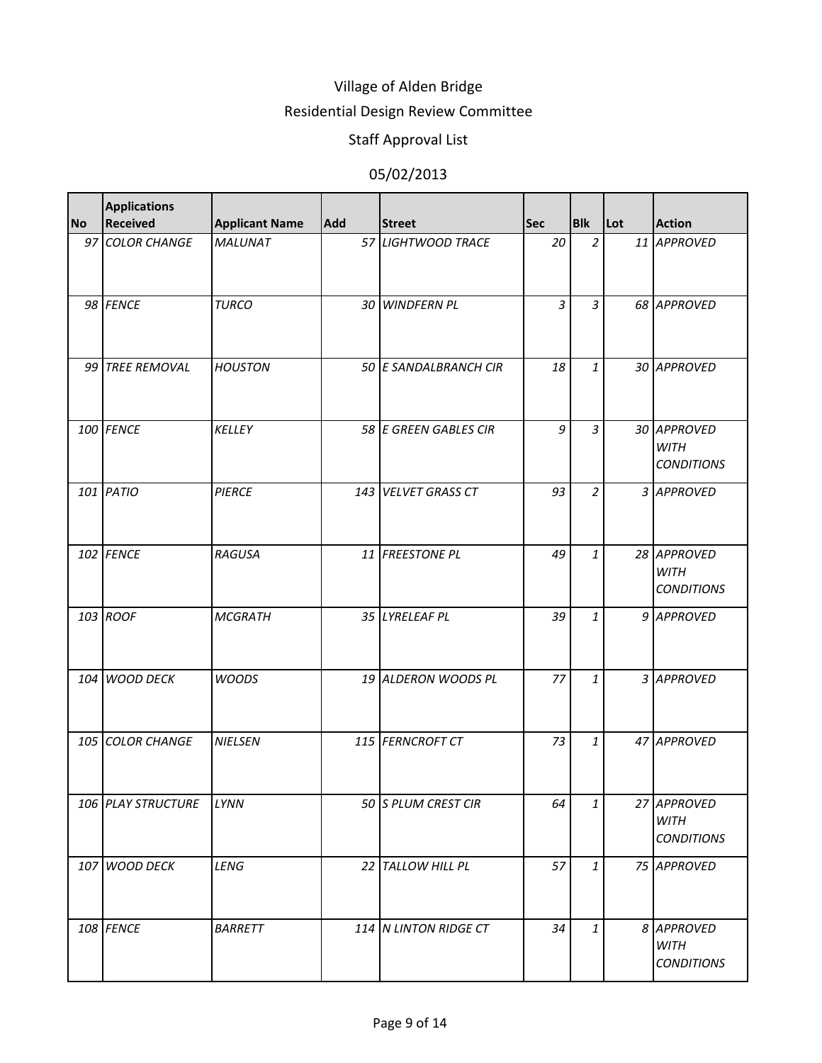# Village of Alden Bridge

## Residential Design Review Committee

### Staff Approval List

05/02/2013

| No | Applications Received | Applicant Name | Add | Street | Sec | Blk | Lot | Action |
|---|---|---|---|---|---|---|---|---|
| 97 | COLOR CHANGE | MALUNAT | 57 | LIGHTWOOD TRACE | 20 | 2 | 11 | APPROVED |
| 98 | FENCE | TURCO | 30 | WINDFERN PL | 3 | 3 | 68 | APPROVED |
| 99 | TREE REMOVAL | HOUSTON | 50 | E SANDALBRANCH CIR | 18 | 1 | 30 | APPROVED |
| 100 | FENCE | KELLEY | 58 | E GREEN GABLES CIR | 9 | 3 | 30 | APPROVED WITH CONDITIONS |
| 101 | PATIO | PIERCE | 143 | VELVET GRASS CT | 93 | 2 | 3 | APPROVED |
| 102 | FENCE | RAGUSA | 11 | FREESTONE PL | 49 | 1 | 28 | APPROVED WITH CONDITIONS |
| 103 | ROOF | MCGRATH | 35 | LYRELEAF PL | 39 | 1 | 9 | APPROVED |
| 104 | WOOD DECK | WOODS | 19 | ALDERON WOODS PL | 77 | 1 | 3 | APPROVED |
| 105 | COLOR CHANGE | NIELSEN | 115 | FERNCROFT CT | 73 | 1 | 47 | APPROVED |
| 106 | PLAY STRUCTURE | LYNN | 50 | S PLUM CREST CIR | 64 | 1 | 27 | APPROVED WITH CONDITIONS |
| 107 | WOOD DECK | LENG | 22 | TALLOW HILL PL | 57 | 1 | 75 | APPROVED |
| 108 | FENCE | BARRETT | 114 | N LINTON RIDGE CT | 34 | 1 | 8 | APPROVED WITH CONDITIONS |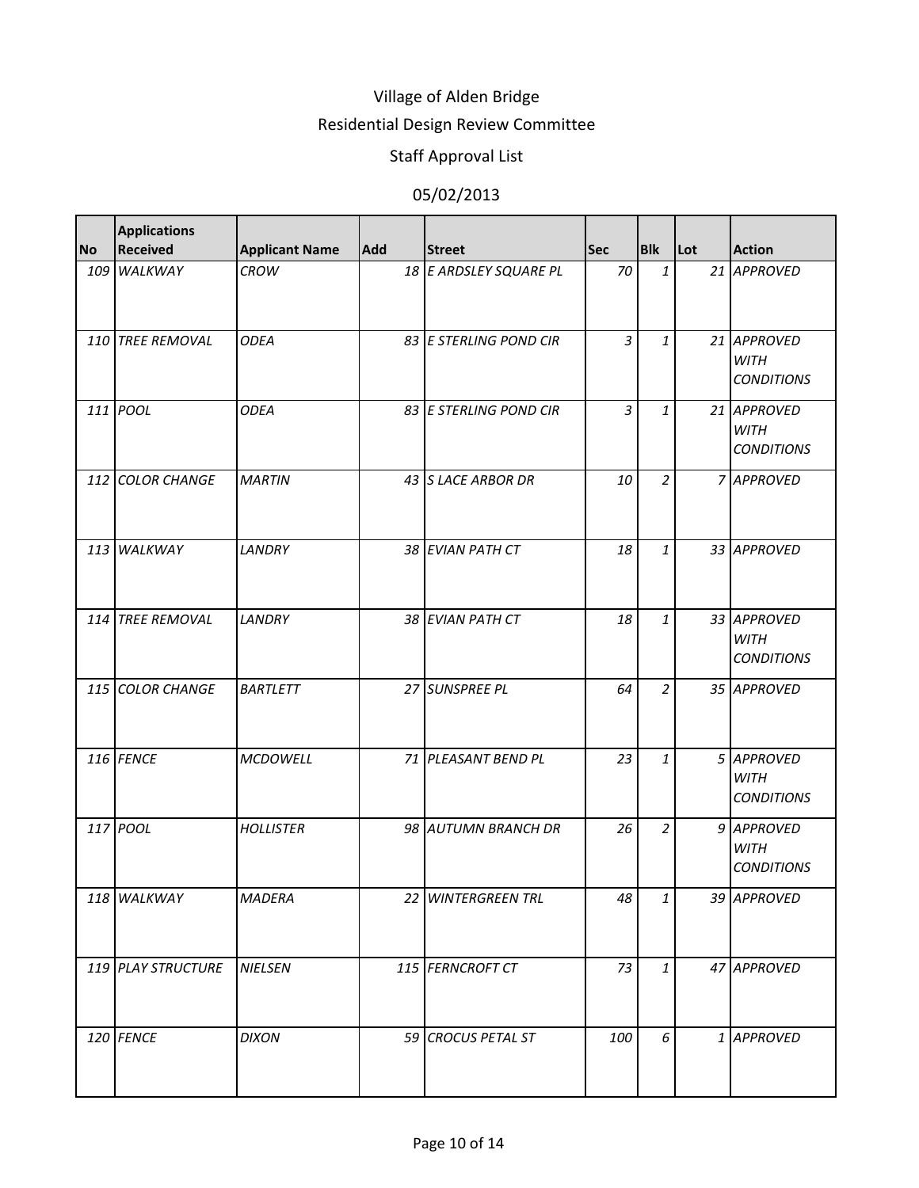# Village of Alden Bridge

## Residential Design Review Committee

### Staff Approval List

05/02/2013

| No | Applications Received | Applicant Name | Add | Street | Sec | Blk | Lot | Action |
|---|---|---|---|---|---|---|---|---|
| 109 | WALKWAY | CROW | 18 | E ARDSLEY SQUARE PL | 70 | 1 | 21 | APPROVED |
| 110 | TREE REMOVAL | ODEA | 83 | E STERLING POND CIR | 3 | 1 | 21 | APPROVED WITH CONDITIONS |
| 111 | POOL | ODEA | 83 | E STERLING POND CIR | 3 | 1 | 21 | APPROVED WITH CONDITIONS |
| 112 | COLOR CHANGE | MARTIN | 43 | S LACE ARBOR DR | 10 | 2 | 7 | APPROVED |
| 113 | WALKWAY | LANDRY | 38 | EVIAN PATH CT | 18 | 1 | 33 | APPROVED |
| 114 | TREE REMOVAL | LANDRY | 38 | EVIAN PATH CT | 18 | 1 | 33 | APPROVED WITH CONDITIONS |
| 115 | COLOR CHANGE | BARTLETT | 27 | SUNSPREE PL | 64 | 2 | 35 | APPROVED |
| 116 | FENCE | MCDOWELL | 71 | PLEASANT BEND PL | 23 | 1 | 5 | APPROVED WITH CONDITIONS |
| 117 | POOL | HOLLISTER | 98 | AUTUMN BRANCH DR | 26 | 2 | 9 | APPROVED WITH CONDITIONS |
| 118 | WALKWAY | MADERA | 22 | WINTERGREEN TRL | 48 | 1 | 39 | APPROVED |
| 119 | PLAY STRUCTURE | NIELSEN | 115 | FERNCROFT CT | 73 | 1 | 47 | APPROVED |
| 120 | FENCE | DIXON | 59 | CROCUS PETAL ST | 100 | 6 | 1 | APPROVED |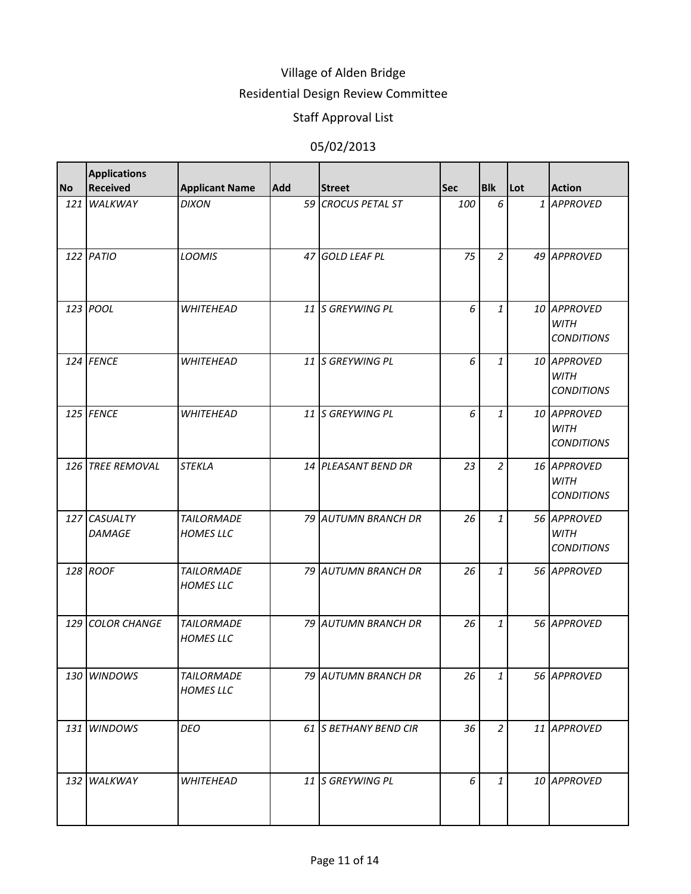# Village of Alden Bridge

## Residential Design Review Committee

### Staff Approval List

05/02/2013

| No | Applications Received | Applicant Name | Add | Street | Sec | Blk | Lot | Action |
|---|---|---|---|---|---|---|---|---|
| 121 | WALKWAY | DIXON | 59 | CROCUS PETAL ST | 100 | 6 | 1 | APPROVED |
| 122 | PATIO | LOOMIS | 47 | GOLD LEAF PL | 75 | 2 | 49 | APPROVED |
| 123 | POOL | WHITEHEAD | 11 | S GREYWING PL | 6 | 1 | 10 | APPROVED WITH CONDITIONS |
| 124 | FENCE | WHITEHEAD | 11 | S GREYWING PL | 6 | 1 | 10 | APPROVED WITH CONDITIONS |
| 125 | FENCE | WHITEHEAD | 11 | S GREYWING PL | 6 | 1 | 10 | APPROVED WITH CONDITIONS |
| 126 | TREE REMOVAL | STEKLA | 14 | PLEASANT BEND DR | 23 | 2 | 16 | APPROVED WITH CONDITIONS |
| 127 | CASUALTY DAMAGE | TAILORMADE HOMES LLC | 79 | AUTUMN BRANCH DR | 26 | 1 | 56 | APPROVED WITH CONDITIONS |
| 128 | ROOF | TAILORMADE HOMES LLC | 79 | AUTUMN BRANCH DR | 26 | 1 | 56 | APPROVED |
| 129 | COLOR CHANGE | TAILORMADE HOMES LLC | 79 | AUTUMN BRANCH DR | 26 | 1 | 56 | APPROVED |
| 130 | WINDOWS | TAILORMADE HOMES LLC | 79 | AUTUMN BRANCH DR | 26 | 1 | 56 | APPROVED |
| 131 | WINDOWS | DEO | 61 | S BETHANY BEND CIR | 36 | 2 | 11 | APPROVED |
| 132 | WALKWAY | WHITEHEAD | 11 | S GREYWING PL | 6 | 1 | 10 | APPROVED |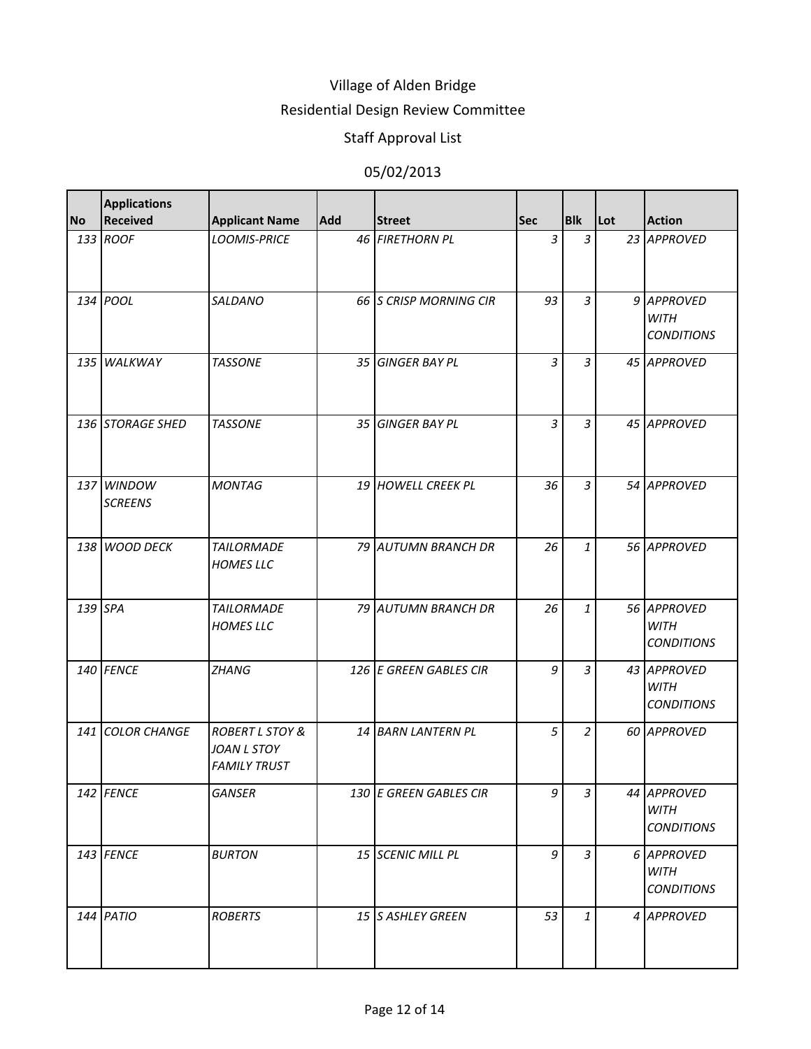# Village of Alden Bridge

## Residential Design Review Committee

### Staff Approval List

05/02/2013

| No | Applications Received | Applicant Name | Add | Street | Sec | Blk | Lot | Action |
|---|---|---|---|---|---|---|---|---|
| 133 | ROOF | LOOMIS-PRICE | 46 | FIRETHORN PL | 3 | 3 | 23 | APPROVED |
| 134 | POOL | SALDANO | 66 | S CRISP MORNING CIR | 93 | 3 | 9 | APPROVED WITH CONDITIONS |
| 135 | WALKWAY | TASSONE | 35 | GINGER BAY PL | 3 | 3 | 45 | APPROVED |
| 136 | STORAGE SHED | TASSONE | 35 | GINGER BAY PL | 3 | 3 | 45 | APPROVED |
| 137 | WINDOW SCREENS | MONTAG | 19 | HOWELL CREEK PL | 36 | 3 | 54 | APPROVED |
| 138 | WOOD DECK | TAILORMADE HOMES LLC | 79 | AUTUMN BRANCH DR | 26 | 1 | 56 | APPROVED |
| 139 | SPA | TAILORMADE HOMES LLC | 79 | AUTUMN BRANCH DR | 26 | 1 | 56 | APPROVED WITH CONDITIONS |
| 140 | FENCE | ZHANG | 126 | E GREEN GABLES CIR | 9 | 3 | 43 | APPROVED WITH CONDITIONS |
| 141 | COLOR CHANGE | ROBERT L STOY & JOAN L STOY FAMILY TRUST | 14 | BARN LANTERN PL | 5 | 2 | 60 | APPROVED |
| 142 | FENCE | GANSER | 130 | E GREEN GABLES CIR | 9 | 3 | 44 | APPROVED WITH CONDITIONS |
| 143 | FENCE | BURTON | 15 | SCENIC MILL PL | 9 | 3 | 6 | APPROVED WITH CONDITIONS |
| 144 | PATIO | ROBERTS | 15 | S ASHLEY GREEN | 53 | 1 | 4 | APPROVED |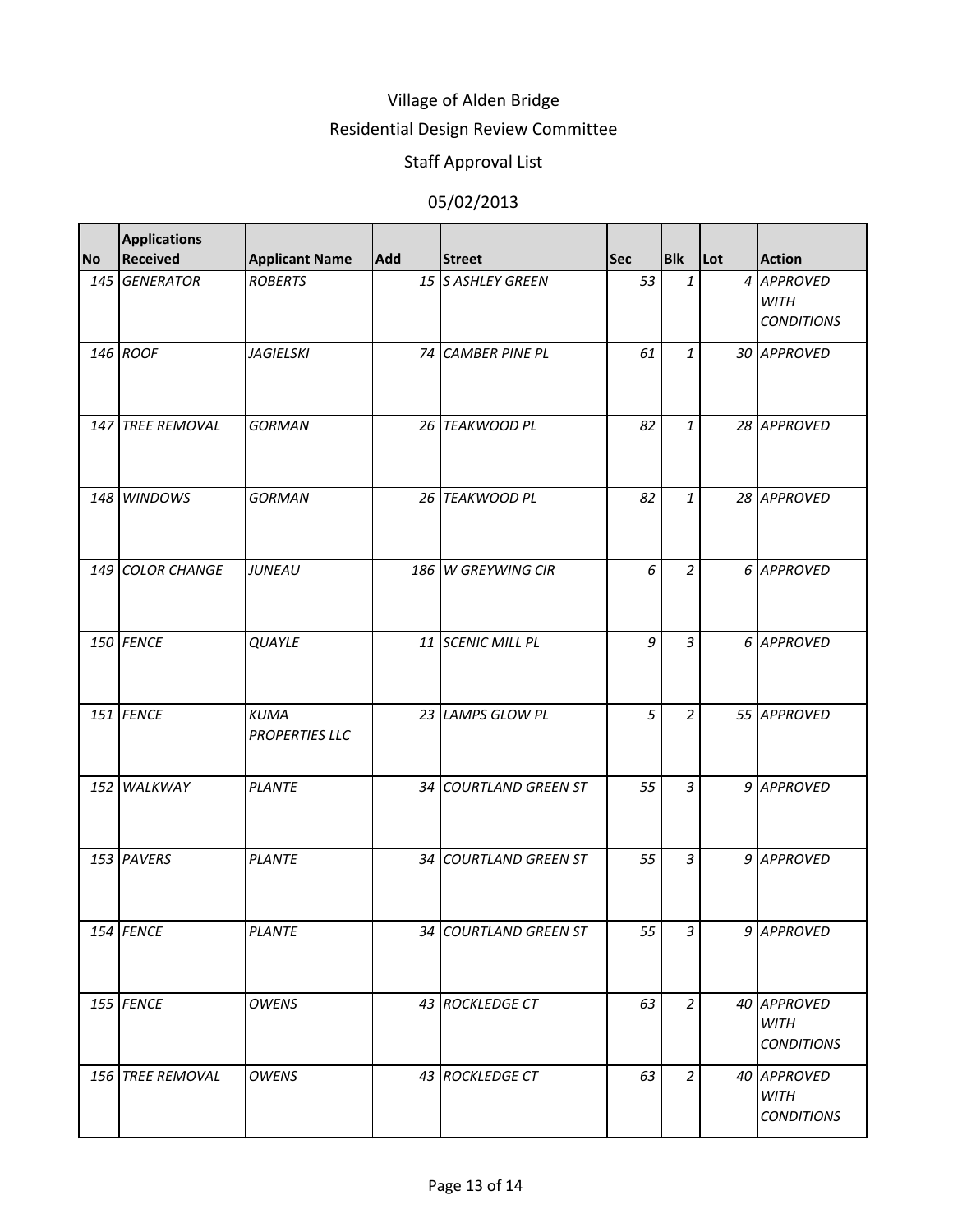Village of Alden Bridge

Residential Design Review Committee

Staff Approval List

05/02/2013

| No | Applications Received | Applicant Name | Add | Street | Sec | Blk | Lot | Action |
|---|---|---|---|---|---|---|---|---|
| 145 | GENERATOR | ROBERTS | 15 | S ASHLEY GREEN | 53 | 1 | 4 | APPROVED WITH CONDITIONS |
| 146 | ROOF | JAGIELSKI | 74 | CAMBER PINE PL | 61 | 1 | 30 | APPROVED |
| 147 | TREE REMOVAL | GORMAN | 26 | TEAKWOOD PL | 82 | 1 | 28 | APPROVED |
| 148 | WINDOWS | GORMAN | 26 | TEAKWOOD PL | 82 | 1 | 28 | APPROVED |
| 149 | COLOR CHANGE | JUNEAU | 186 | W GREYWING CIR | 6 | 2 | 6 | APPROVED |
| 150 | FENCE | QUAYLE | 11 | SCENIC MILL PL | 9 | 3 | 6 | APPROVED |
| 151 | FENCE | KUMA PROPERTIES LLC | 23 | LAMPS GLOW PL | 5 | 2 | 55 | APPROVED |
| 152 | WALKWAY | PLANTE | 34 | COURTLAND GREEN ST | 55 | 3 | 9 | APPROVED |
| 153 | PAVERS | PLANTE | 34 | COURTLAND GREEN ST | 55 | 3 | 9 | APPROVED |
| 154 | FENCE | PLANTE | 34 | COURTLAND GREEN ST | 55 | 3 | 9 | APPROVED |
| 155 | FENCE | OWENS | 43 | ROCKLEDGE CT | 63 | 2 | 40 | APPROVED WITH CONDITIONS |
| 156 | TREE REMOVAL | OWENS | 43 | ROCKLEDGE CT | 63 | 2 | 40 | APPROVED WITH CONDITIONS |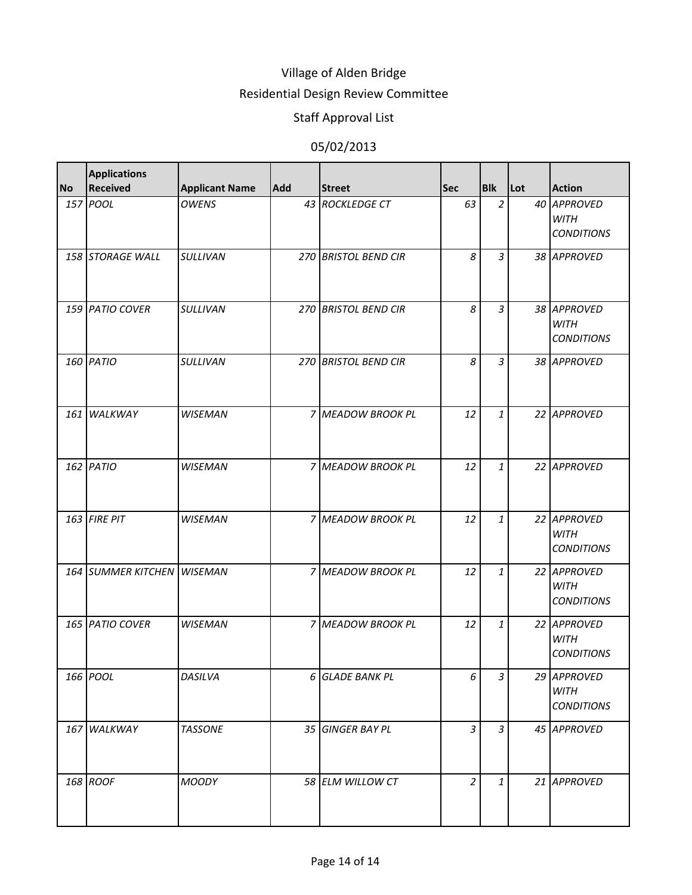Village of Alden Bridge

Residential Design Review Committee

Staff Approval List

05/02/2013

| No | Applications Received | Applicant Name | Add | Street | Sec | Blk | Lot | Action |
|---|---|---|---|---|---|---|---|---|
| *157* | *POOL* | *OWENS* | *43* | *ROCKLEDGE CT* | *63* | *2* | *40* | *APPROVED WITH CONDITIONS* |
| *158* | *STORAGE WALL* | *SULLIVAN* | *270* | *BRISTOL BEND CIR* | *8* | *3* | *38* | *APPROVED* |
| *159* | *PATIO COVER* | *SULLIVAN* | *270* | *BRISTOL BEND CIR* | *8* | *3* | *38* | *APPROVED WITH CONDITIONS* |
| *160* | *PATIO* | *SULLIVAN* | *270* | *BRISTOL BEND CIR* | *8* | *3* | *38* | *APPROVED* |
| *161* | *WALKWAY* | *WISEMAN* | *7* | *MEADOW BROOK PL* | *12* | *1* | *22* | *APPROVED* |
| *162* | *PATIO* | *WISEMAN* | *7* | *MEADOW BROOK PL* | *12* | *1* | *22* | *APPROVED* |
| *163* | *FIRE PIT* | *WISEMAN* | *7* | *MEADOW BROOK PL* | *12* | *1* | *22* | *APPROVED WITH CONDITIONS* |
| *164* | *SUMMER KITCHEN* | *WISEMAN* | *7* | *MEADOW BROOK PL* | *12* | *1* | *22* | *APPROVED WITH CONDITIONS* |
| *165* | *PATIO COVER* | *WISEMAN* | *7* | *MEADOW BROOK PL* | *12* | *1* | *22* | *APPROVED WITH CONDITIONS* |
| *166* | *POOL* | *DASILVA* | *6* | *GLADE BANK PL* | *6* | *3* | *29* | *APPROVED WITH CONDITIONS* |
| *167* | *WALKWAY* | *TASSONE* | *35* | *GINGER BAY PL* | *3* | *3* | *45* | *APPROVED* |
| *168* | *ROOF* | *MOODY* | *58* | *ELM WILLOW CT* | *2* | *1* | *21* | *APPROVED* |